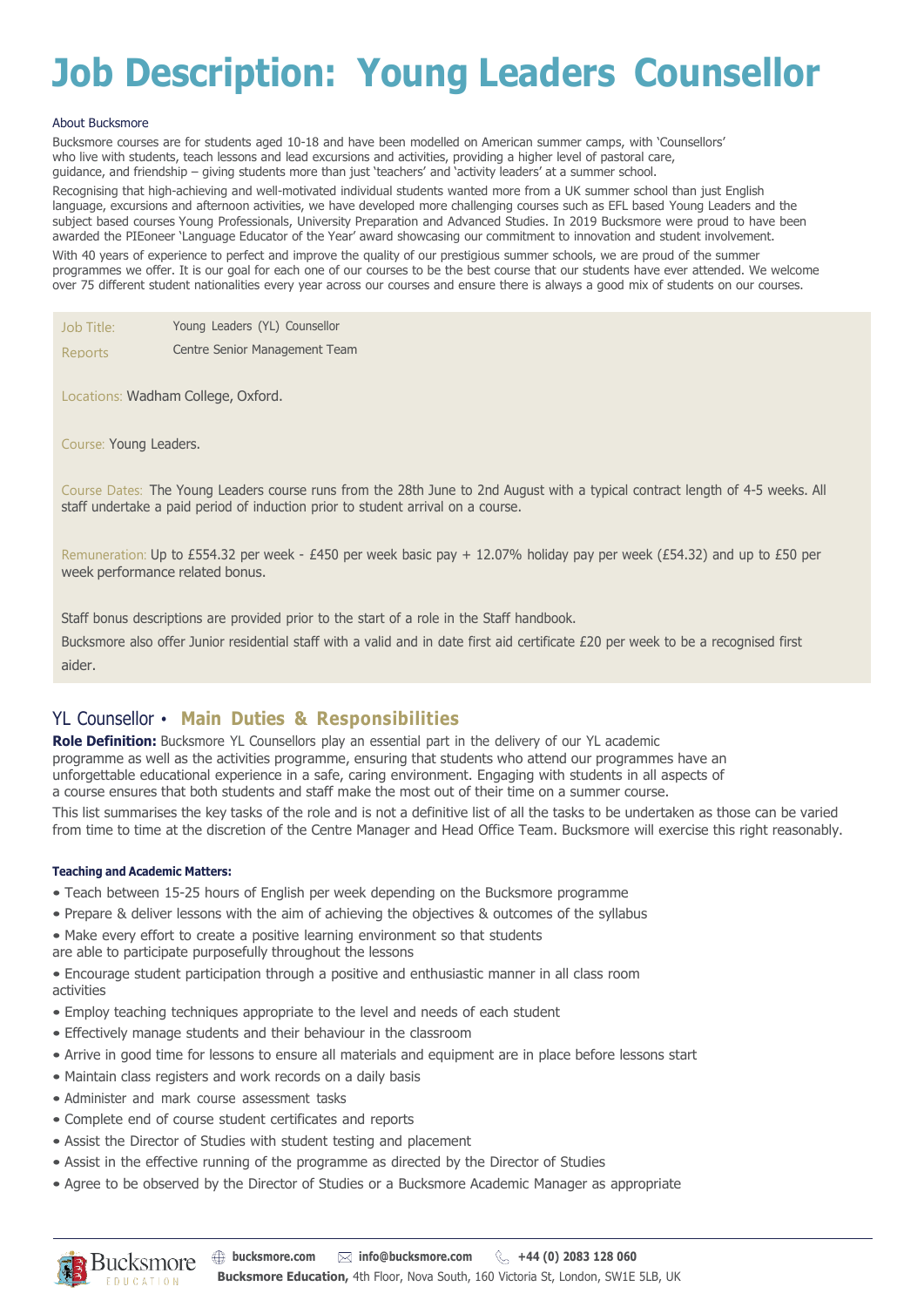# Job Description: Young Leaders Counsellor

About Bucksmore

Bucksmore courses are for students aged 10-18 and have been modelled on American summer camps, with 'Counsellors' who live with students, teach lessons and lead excursions and activities, providing a higher level of pastoral care, guidance, and friendship – giving students more than just 'teachers' and 'activity leaders' at a summer school.

Recognising that high-achieving and well-motivated individual students wanted more from a UK summer school than just English language, excursions and afternoon activities, we have developed more challenging courses such as EFL based Young Leaders and the subject based courses Young Professionals, University Preparation and Advanced Studies. In 2019 Bucksmore were proud to have been awarded the PIEoneer 'Language Educator of the Year' award showcasing our commitment to innovation and student involvement.

With 40 years of experience to perfect and improve the quality of our prestigious summer schools, we are proud of the summer programmes we offer. It is our goal for each one of our courses to be the best course that our students have ever attended. We welcome over 75 different student nationalities every year across our courses and ensure there is always a good mix of students on our courses.

Job Title: Young Leaders (YL) Counsellor

Reports: Centre Senior Management Team

Locations: Wadham College, Oxford.

Course: Young Leaders.

Course Dates: The Young Leaders course runs from the 28th June to 2nd August with a typical contract length of 4-5 weeks. All staff undertake a paid period of induction prior to student arrival on a course.

Remuneration: Up to £554.32 per week - £450 per week basic pay + 12.07% holiday pay per week (£54.32) and up to £50 per week performance related bonus.

Staff bonus descriptions are provided prior to the start of a role in the Staff handbook.

Bucksmore also offer Junior residential staff with a valid and in date first aid certificate £20 per week to be a recognised first aider.

## YL Counsellor • Main Duties & Responsibilities

**Role Definition:** Bucksmore YL Counsellors play an essential part in the delivery of our YL academic programme as well as the activities programme, ensuring that students who attend our programmes have an unforgettable educational experience in a safe, caring environment. Engaging with students in all aspects of a course ensures that both students and staff make the most out of their time on a summer course.

This list summarises the key tasks of the role and is not a definitive list of all the tasks to be undertaken as those can be varied from time to time at the discretion of the Centre Manager and Head Office Team. Bucksmore will exercise this right reasonably.

### Teaching and Academic Matters:

- Teach between 15-25 hours of English per week depending on the Bucksmore programme
- Prepare & deliver lessons with the aim of achieving the objectives & outcomes of the syllabus
- Make every effort to create a positive learning environment so that students are able to participate purposefully throughout the lessons
- Encourage student participation through a positive and enthusiastic manner in all class room activities
- Employ teaching techniques appropriate to the level and needs of each student
- Effectively manage students and their behaviour in the classroom
- Arrive in good time for lessons to ensure all materials and equipment are in place before lessons start
- Maintain class registers and work records on a daily basis
- Administer and mark course assessment tasks
- Complete end of course student certificates and reports
- Assist the Director of Studies with student testing and placement
- Assist in the effective running of the programme as directed by the Director of Studies
- Agree to be observed by the Director of Studies or a Bucksmore Academic Manager as appropriate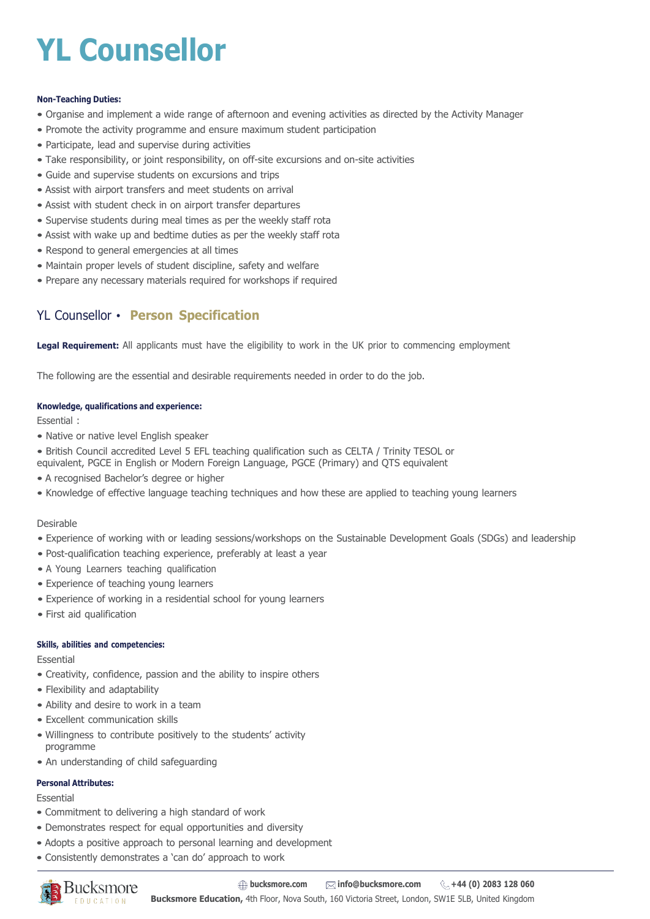# YL Counsellor

**Non-Teaching Duties:**

- Organise and implement a wide range of afternoon and evening activities as directed by the Activity Manager
- Promote the activity programme and ensure maximum student participation
- Participate, lead and supervise during activities
- Take responsibility, or joint responsibility, on off-site excursions and on-site activities
- Guide and supervise students on excursions and trips
- Assist with airport transfers and meet students on arrival
- Assist with student check in on airport transfer departures
- Supervise students during meal times as per the weekly staff rota
- Assist with wake up and bedtime duties as per the weekly staff rota
- Respond to general emergencies at all times
- Maintain proper levels of student discipline, safety and welfare
- Prepare any necessary materials required for workshops if required

## YL Counsellor • **Person Specification**

**Legal Requirement:** All applicants must have the eligibility to work in the UK prior to commencing employment

The following are the essential and desirable requirements needed in order to do the job.

**Knowledge, qualifications and experience:**

Essential :

- Native or native level English speaker
- British Council accredited Level 5 EFL teaching qualification such as CELTA / Trinity TESOL or equivalent, PGCE in English or Modern Foreign Language, PGCE (Primary) and QTS equivalent
- A recognised Bachelor's degree or higher
- Knowledge of effective language teaching techniques and how these are applied to teaching young learners

Desirable

- Experience of working with or leading sessions/workshops on the Sustainable Development Goals (SDGs) and leadership
- Post-qualification teaching experience, preferably at least a year
- A Young Learners teaching qualification
- Experience of teaching young learners
- Experience of working in a residential school for young learners
- First aid qualification

**Skills, abilities and competencies:**

Essential

- Creativity, confidence, passion and the ability to inspire others
- Flexibility and adaptability
- Ability and desire to work in a team
- Excellent communication skills
- Willingness to contribute positively to the students' activity programme
- An understanding of child safeguarding

**Personal Attributes:**

Essential

- Commitment to delivering a high standard of work
- Demonstrates respect for equal opportunities and diversity
- Adopts a positive approach to personal learning and development
- Consistently demonstrates a 'can do' approach to work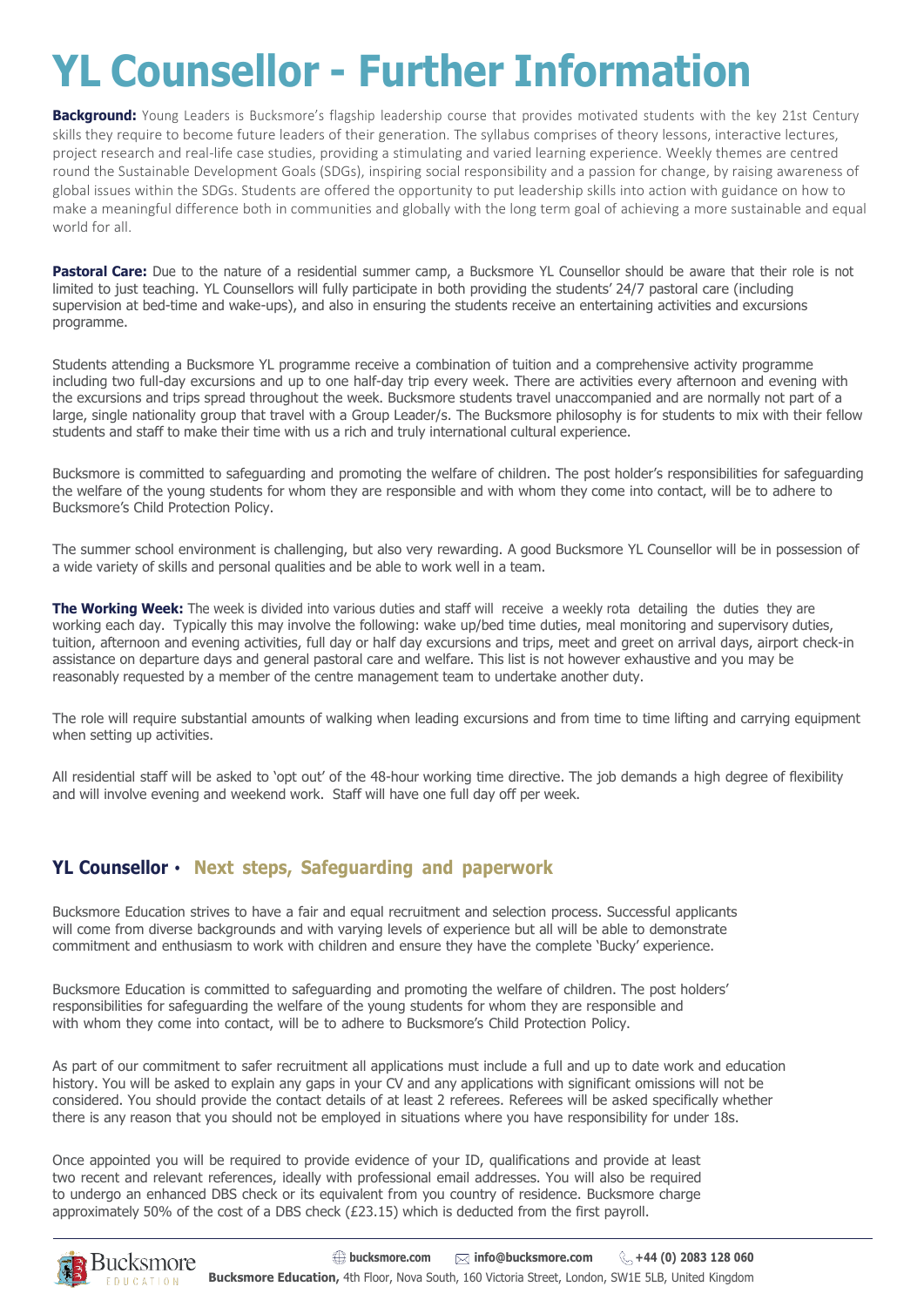# YL Counsellor - Further Information

**Background:** Young Leaders is Bucksmore's flagship leadership course that provides motivated students with the key 21st Century skills they require to become future leaders of their generation. The syllabus comprises of theory lessons, interactive lectures, project research and real-life case studies, providing a stimulating and varied learning experience. Weekly themes are centred round the Sustainable Development Goals (SDGs), inspiring social responsibility and a passion for change, by raising awareness of global issues within the SDGs. Students are offered the opportunity to put leadership skills into action with guidance on how to make a meaningful difference both in communities and globally with the long term goal of achieving a more sustainable and equal world for all.

**Pastoral Care:** Due to the nature of a residential summer camp, a Bucksmore YL Counsellor should be aware that their role is not limited to just teaching. YL Counsellors will fully participate in both providing the students' 24/7 pastoral care (including supervision at bed-time and wake-ups), and also in ensuring the students receive an entertaining activities and excursions programme.

Students attending a Bucksmore YL programme receive a combination of tuition and a comprehensive activity programme including two full-day excursions and up to one half-day trip every week. There are activities every afternoon and evening with the excursions and trips spread throughout the week. Bucksmore students travel unaccompanied and are normally not part of a large, single nationality group that travel with a Group Leader/s. The Bucksmore philosophy is for students to mix with their fellow students and staff to make their time with us a rich and truly international cultural experience.

Bucksmore is committed to safeguarding and promoting the welfare of children. The post holder's responsibilities for safeguarding the welfare of the young students for whom they are responsible and with whom they come into contact, will be to adhere to Bucksmore's Child Protection Policy.

The summer school environment is challenging, but also very rewarding. A good Bucksmore YL Counsellor will be in possession of a wide variety of skills and personal qualities and be able to work well in a team.

**The Working Week:** The week is divided into various duties and staff will receive a weekly rota detailing the duties they are working each day. Typically this may involve the following: wake up/bed time duties, meal monitoring and supervisory duties, tuition, afternoon and evening activities, full day or half day excursions and trips, meet and greet on arrival days, airport check-in assistance on departure days and general pastoral care and welfare. This list is not however exhaustive and you may be reasonably requested by a member of the centre management team to undertake another duty.

The role will require substantial amounts of walking when leading excursions and from time to time lifting and carrying equipment when setting up activities.

All residential staff will be asked to 'opt out' of the 48-hour working time directive. The job demands a high degree of flexibility and will involve evening and weekend work. Staff will have one full day off per week.

## YL Counsellor • Next steps, Safeguarding and paperwork

Bucksmore Education strives to have a fair and equal recruitment and selection process. Successful applicants will come from diverse backgrounds and with varying levels of experience but all will be able to demonstrate commitment and enthusiasm to work with children and ensure they have the complete 'Bucky' experience.

Bucksmore Education is committed to safeguarding and promoting the welfare of children. The post holders' responsibilities for safeguarding the welfare of the young students for whom they are responsible and with whom they come into contact, will be to adhere to Bucksmore's Child Protection Policy.

As part of our commitment to safer recruitment all applications must include a full and up to date work and education history. You will be asked to explain any gaps in your CV and any applications with significant omissions will not be considered. You should provide the contact details of at least 2 referees. Referees will be asked specifically whether there is any reason that you should not be employed in situations where you have responsibility for under 18s.

Once appointed you will be required to provide evidence of your ID, qualifications and provide at least two recent and relevant references, ideally with professional email addresses. You will also be required to undergo an enhanced DBS check or its equivalent from you country of residence. Bucksmore charge approximately 50% of the cost of a DBS check (£23.15) which is deducted from the first payroll.

bucksmore.com | info@bucksmore.com | +44 (0) 2083 128 060

**Bucksmore Education,** 4th Floor, Nova South, 160 Victoria Street, London, SW1E 5LB, United Kingdom